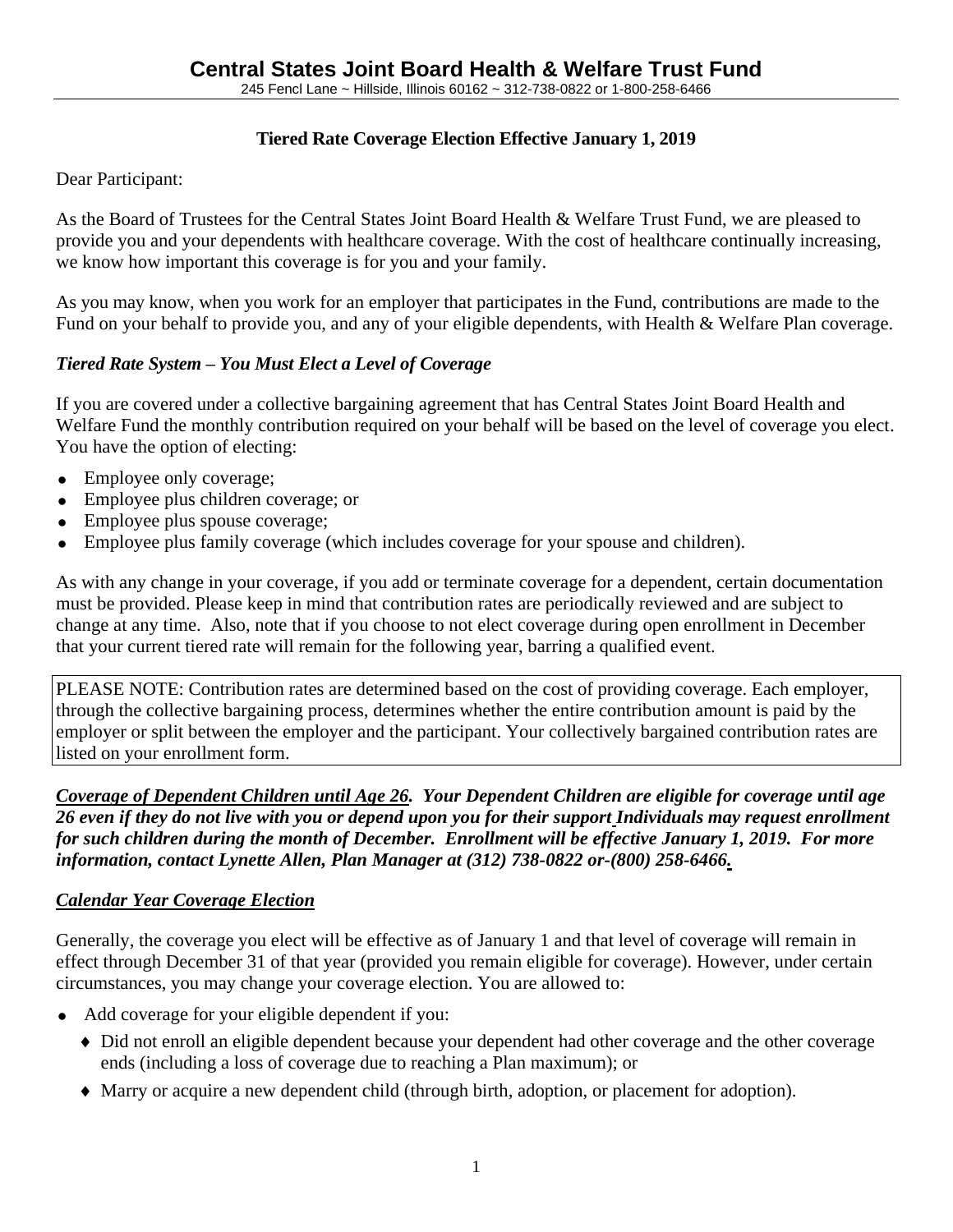# Central States Joint Board Health & Welfare Trust Fund

245 Fencl Lane ~ Hillside, Illinois 60162 ~ 312-738-0822 or 1-800-258-6466

**Tiered Rate Coverage Election Effective January 1, 2019**

Dear Participant:

As the Board of Trustees for the Central States Joint Board Health & Welfare Trust Fund, we are pleased to provide you and your dependents with healthcare coverage. With the cost of healthcare continually increasing, we know how important this coverage is for you and your family.

As you may know, when you work for an employer that participates in the Fund, contributions are made to the Fund on your behalf to provide you, and any of your eligible dependents, with Health & Welfare Plan coverage.

***Tiered Rate System – You Must Elect a Level of Coverage***

If you are covered under a collective bargaining agreement that has Central States Joint Board Health and Welfare Fund the monthly contribution required on your behalf will be based on the level of coverage you elect. You have the option of electing:

- Employee only coverage;
- Employee plus children coverage; or
- Employee plus spouse coverage;
- Employee plus family coverage (which includes coverage for your spouse and children).

As with any change in your coverage, if you add or terminate coverage for a dependent, certain documentation must be provided. Please keep in mind that contribution rates are periodically reviewed and are subject to change at any time. Also, note that if you choose to not elect coverage during open enrollment in December that your current tiered rate will remain for the following year, barring a qualified event.

> PLEASE NOTE: Contribution rates are determined based on the cost of providing coverage. Each employer, through the collective bargaining process, determines whether the entire contribution amount is paid by the employer or split between the employer and the participant. Your collectively bargained contribution rates are listed on your enrollment form.

***<u>Coverage of Dependent Children until Age 26</u>. Your Dependent Children are eligible for coverage until age 26 even if they do not live with you or depend upon you for their support Individuals may request enrollment for such children during the month of December. Enrollment will be effective January 1, 2019. For more information, contact Lynette Allen, Plan Manager at (312) 738-0822 or-(800) 258-6466.***

***<u>Calendar Year Coverage Election</u>***

Generally, the coverage you elect will be effective as of January 1 and that level of coverage will remain in effect through December 31 of that year (provided you remain eligible for coverage). However, under certain circumstances, you may change your coverage election. You are allowed to:

- Add coverage for your eligible dependent if you:
  - Did not enroll an eligible dependent because your dependent had other coverage and the other coverage ends (including a loss of coverage due to reaching a Plan maximum); or
  - Marry or acquire a new dependent child (through birth, adoption, or placement for adoption).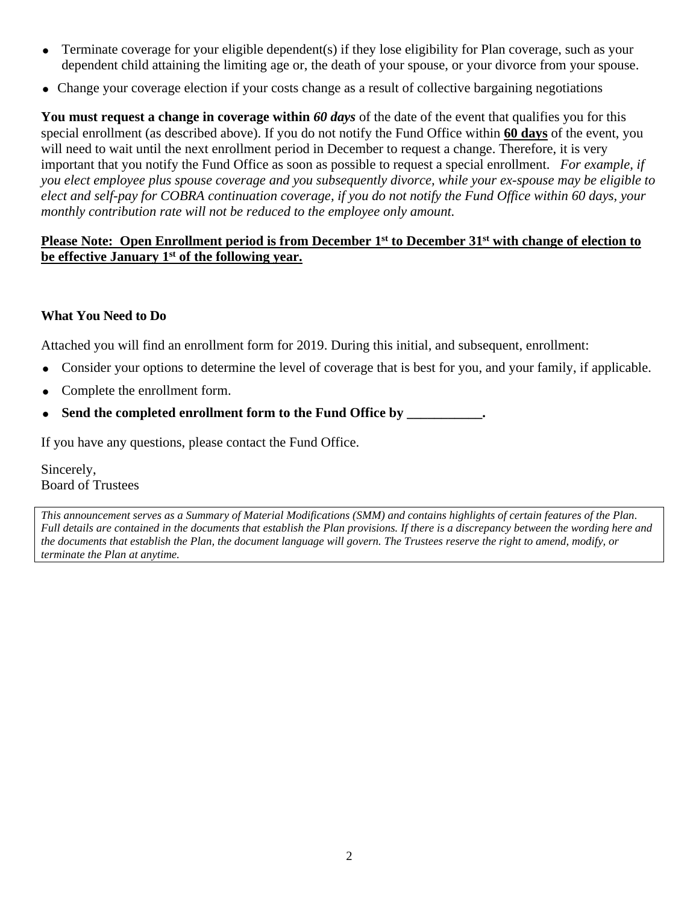- Terminate coverage for your eligible dependent(s) if they lose eligibility for Plan coverage, such as your dependent child attaining the limiting age or, the death of your spouse, or your divorce from your spouse.
- Change your coverage election if your costs change as a result of collective bargaining negotiations

**You must request a change in coverage within *60 days*** of the date of the event that qualifies you for this special enrollment (as described above). If you do not notify the Fund Office within **60 days** of the event, you will need to wait until the next enrollment period in December to request a change. Therefore, it is very important that you notify the Fund Office as soon as possible to request a special enrollment. *For example, if you elect employee plus spouse coverage and you subsequently divorce, while your ex-spouse may be eligible to elect and self-pay for COBRA continuation coverage, if you do not notify the Fund Office within 60 days, your monthly contribution rate will not be reduced to the employee only amount.*

**Please Note: Open Enrollment period is from December 1st to December 31st with change of election to be effective January 1st of the following year.**

**What You Need to Do**

Attached you will find an enrollment form for 2019. During this initial, and subsequent, enrollment:

- Consider your options to determine the level of coverage that is best for you, and your family, if applicable.
- Complete the enrollment form.
- **Send the completed enrollment form to the Fund Office by ___________.**

If you have any questions, please contact the Fund Office.

Sincerely,
Board of Trustees

*This announcement serves as a Summary of Material Modifications (SMM) and contains highlights of certain features of the Plan. Full details are contained in the documents that establish the Plan provisions. If there is a discrepancy between the wording here and the documents that establish the Plan, the document language will govern. The Trustees reserve the right to amend, modify, or terminate the Plan at anytime.*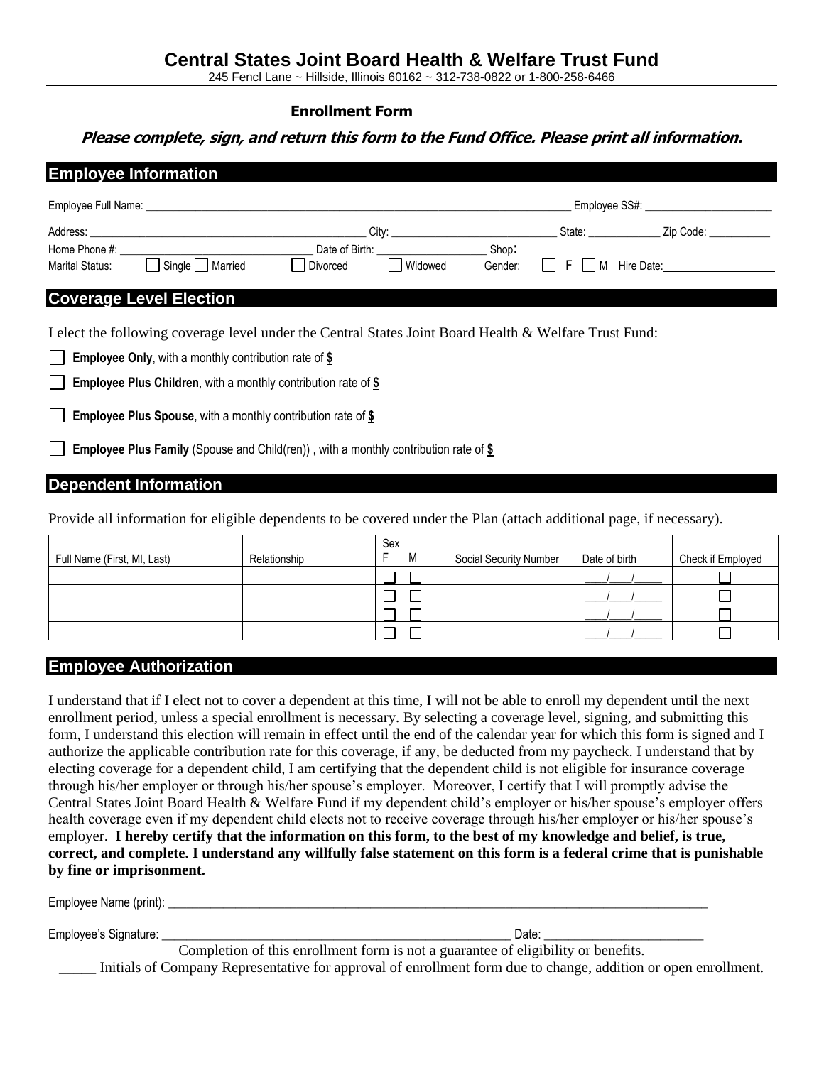# Central States Joint Board Health & Welfare Trust Fund

245 Fencl Lane ~ Hillside, Illinois 60162 ~ 312-738-0822 or 1-800-258-6466

## Enrollment Form

***Please complete, sign, and return this form to the Fund Office. Please print all information.***

## Employee Information

Employee Full Name: ______________________________ Employee SS#: ____________________

Address: ______________________________ City: ____________________ State: __________ Zip Code: __________

Home Phone #: ____________________ Date of Birth: ________________ Shop:

Marital Status: ☐ Single ☐ Married ☐ Divorced ☐ Widowed Gender: ☐ F ☐ M Hire Date: ________________

## Coverage Level Election

I elect the following coverage level under the Central States Joint Board Health & Welfare Trust Fund:

☐ **Employee Only**, with a monthly contribution rate of **$**

☐ **Employee Plus Children**, with a monthly contribution rate of **$**

☐ **Employee Plus Spouse**, with a monthly contribution rate of **$**

☐ **Employee Plus Family** (Spouse and Child(ren)) , with a monthly contribution rate of **$**

## Dependent Information

Provide all information for eligible dependents to be covered under the Plan (attach additional page, if necessary).

| Full Name (First, MI, Last) | Relationship | Sex F M | Social Security Number | Date of birth | Check if Employed |
|---|---|---|---|---|---|
| | | ☐ ☐ | | ___/___/_____ | ☐ |
| | | ☐ ☐ | | ___/___/_____ | ☐ |
| | | ☐ ☐ | | ___/___/_____ | ☐ |
| | | ☐ ☐ | | ___/___/_____ | ☐ |

## Employee Authorization

I understand that if I elect not to cover a dependent at this time, I will not be able to enroll my dependent until the next enrollment period, unless a special enrollment is necessary. By selecting a coverage level, signing, and submitting this form, I understand this election will remain in effect until the end of the calendar year for which this form is signed and I authorize the applicable contribution rate for this coverage, if any, be deducted from my paycheck. I understand that by electing coverage for a dependent child, I am certifying that the dependent child is not eligible for insurance coverage through his/her employer or through his/her spouse's employer. Moreover, I certify that I will promptly advise the Central States Joint Board Health & Welfare Fund if my dependent child's employer or his/her spouse's employer offers health coverage even if my dependent child elects not to receive coverage through his/her employer or his/her spouse's employer. **I hereby certify that the information on this form, to the best of my knowledge and belief, is true, correct, and complete. I understand any willfully false statement on this form is a federal crime that is punishable by fine or imprisonment.**

Employee Name (print): ______________________________________________

Employee's Signature: ______________________________ Date: ____________________

Completion of this enrollment form is not a guarantee of eligibility or benefits.

_____ Initials of Company Representative for approval of enrollment form due to change, addition or open enrollment.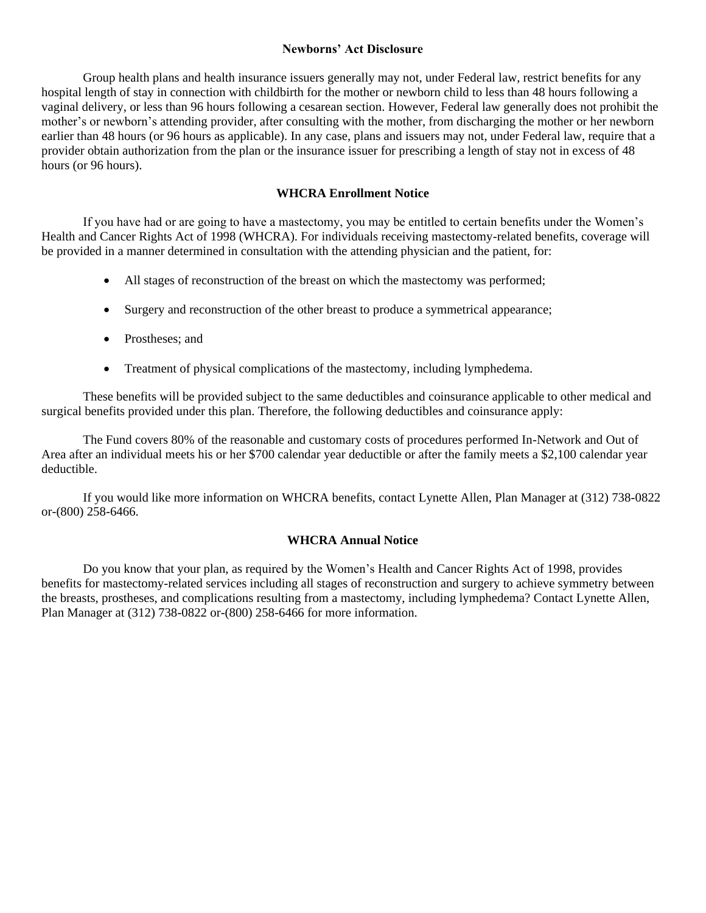## Newborns' Act Disclosure

Group health plans and health insurance issuers generally may not, under Federal law, restrict benefits for any hospital length of stay in connection with childbirth for the mother or newborn child to less than 48 hours following a vaginal delivery, or less than 96 hours following a cesarean section. However, Federal law generally does not prohibit the mother's or newborn's attending provider, after consulting with the mother, from discharging the mother or her newborn earlier than 48 hours (or 96 hours as applicable). In any case, plans and issuers may not, under Federal law, require that a provider obtain authorization from the plan or the insurance issuer for prescribing a length of stay not in excess of 48 hours (or 96 hours).

## WHCRA Enrollment Notice

If you have had or are going to have a mastectomy, you may be entitled to certain benefits under the Women's Health and Cancer Rights Act of 1998 (WHCRA). For individuals receiving mastectomy-related benefits, coverage will be provided in a manner determined in consultation with the attending physician and the patient, for:

- All stages of reconstruction of the breast on which the mastectomy was performed;
- Surgery and reconstruction of the other breast to produce a symmetrical appearance;
- Prostheses; and
- Treatment of physical complications of the mastectomy, including lymphedema.

These benefits will be provided subject to the same deductibles and coinsurance applicable to other medical and surgical benefits provided under this plan. Therefore, the following deductibles and coinsurance apply:

The Fund covers 80% of the reasonable and customary costs of procedures performed In-Network and Out of Area after an individual meets his or her $700 calendar year deductible or after the family meets a $2,100 calendar year deductible.

If you would like more information on WHCRA benefits, contact Lynette Allen, Plan Manager at (312) 738-0822 or-(800) 258-6466.

## WHCRA Annual Notice

Do you know that your plan, as required by the Women's Health and Cancer Rights Act of 1998, provides benefits for mastectomy-related services including all stages of reconstruction and surgery to achieve symmetry between the breasts, prostheses, and complications resulting from a mastectomy, including lymphedema? Contact Lynette Allen, Plan Manager at (312) 738-0822 or-(800) 258-6466 for more information.